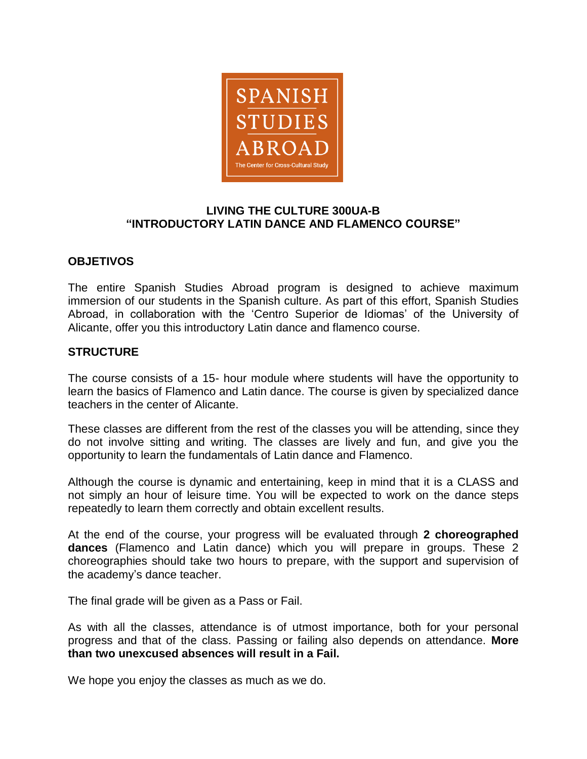SPANISH STUDIES ABROAD

The Center for Cross-Cultural Study

# LIVING THE CULTURE 300UA-B
# "INTRODUCTORY LATIN DANCE AND FLAMENCO COURSE"

## OBJETIVOS

The entire Spanish Studies Abroad program is designed to achieve maximum immersion of our students in the Spanish culture. As part of this effort, Spanish Studies Abroad, in collaboration with the 'Centro Superior de Idiomas' of the University of Alicante, offer you this introductory Latin dance and flamenco course.

## STRUCTURE

The course consists of a 15- hour module where students will have the opportunity to learn the basics of Flamenco and Latin dance. The course is given by specialized dance teachers in the center of Alicante.

These classes are different from the rest of the classes you will be attending, since they do not involve sitting and writing. The classes are lively and fun, and give you the opportunity to learn the fundamentals of Latin dance and Flamenco.

Although the course is dynamic and entertaining, keep in mind that it is a CLASS and not simply an hour of leisure time. You will be expected to work on the dance steps repeatedly to learn them correctly and obtain excellent results.

At the end of the course, your progress will be evaluated through **2 choreographed dances** (Flamenco and Latin dance) which you will prepare in groups. These 2 choreographies should take two hours to prepare, with the support and supervision of the academy's dance teacher.

The final grade will be given as a Pass or Fail.

As with all the classes, attendance is of utmost importance, both for your personal progress and that of the class. Passing or failing also depends on attendance. **More than two unexcused absences will result in a Fail.**

We hope you enjoy the classes as much as we do.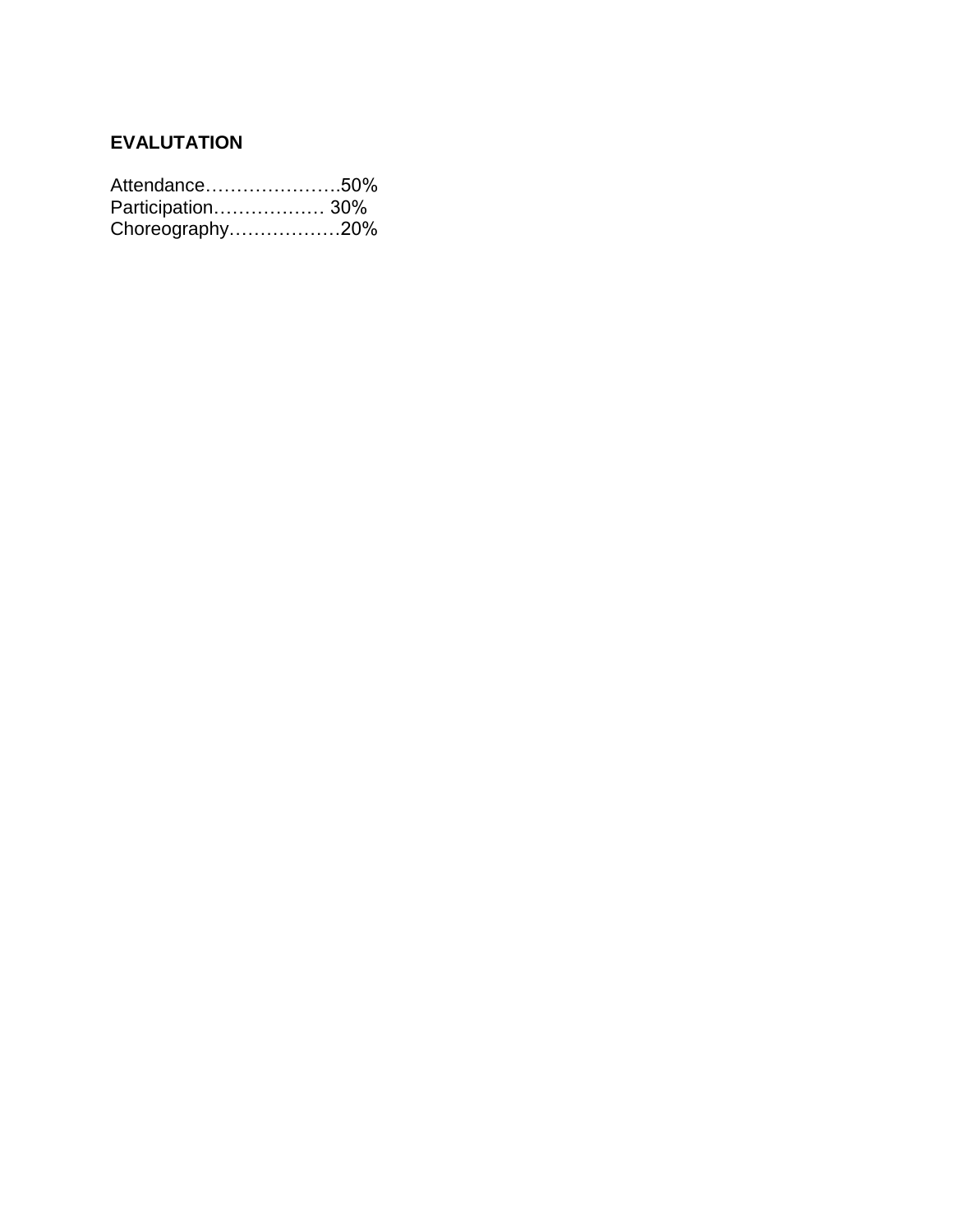**EVALUTATION**

Attendance………………….50%
Participation……………… 30%
Choreography………………20%